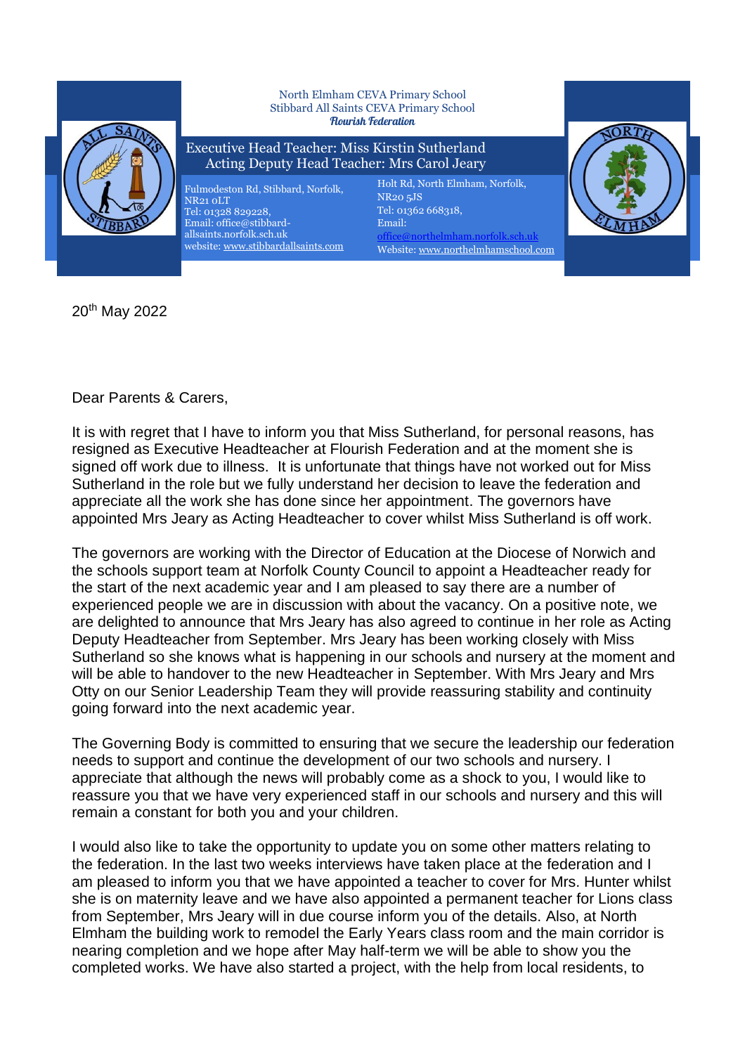North Elmham CEVA Primary School
Stibbard All Saints CEVA Primary School
*Flourish Federation*

Executive Head Teacher: Miss Kirstin Sutherland
Acting Deputy Head Teacher: Mrs Carol Jeary

Fulmodeston Rd, Stibbard, Norfolk, NR21 0LT
Tel: 01328 829228,
Email: office@stibbard-allsaints.norfolk.sch.uk
website: www.stibbardallsaints.com

Holt Rd, North Elmham, Norfolk, NR20 5JS
Tel: 01362 668318,
Email: office@northelmham.norfolk.sch.uk
Website: www.northelmhamschool.com

20th May 2022

Dear Parents & Carers,

It is with regret that I have to inform you that Miss Sutherland, for personal reasons, has resigned as Executive Headteacher at Flourish Federation and at the moment she is signed off work due to illness. It is unfortunate that things have not worked out for Miss Sutherland in the role but we fully understand her decision to leave the federation and appreciate all the work she has done since her appointment. The governors have appointed Mrs Jeary as Acting Headteacher to cover whilst Miss Sutherland is off work.

The governors are working with the Director of Education at the Diocese of Norwich and the schools support team at Norfolk County Council to appoint a Headteacher ready for the start of the next academic year and I am pleased to say there are a number of experienced people we are in discussion with about the vacancy. On a positive note, we are delighted to announce that Mrs Jeary has also agreed to continue in her role as Acting Deputy Headteacher from September. Mrs Jeary has been working closely with Miss Sutherland so she knows what is happening in our schools and nursery at the moment and will be able to handover to the new Headteacher in September. With Mrs Jeary and Mrs Otty on our Senior Leadership Team they will provide reassuring stability and continuity going forward into the next academic year.

The Governing Body is committed to ensuring that we secure the leadership our federation needs to support and continue the development of our two schools and nursery. I appreciate that although the news will probably come as a shock to you, I would like to reassure you that we have very experienced staff in our schools and nursery and this will remain a constant for both you and your children.

I would also like to take the opportunity to update you on some other matters relating to the federation. In the last two weeks interviews have taken place at the federation and I am pleased to inform you that we have appointed a teacher to cover for Mrs. Hunter whilst she is on maternity leave and we have also appointed a permanent teacher for Lions class from September, Mrs Jeary will in due course inform you of the details. Also, at North Elmham the building work to remodel the Early Years class room and the main corridor is nearing completion and we hope after May half-term we will be able to show you the completed works. We have also started a project, with the help from local residents, to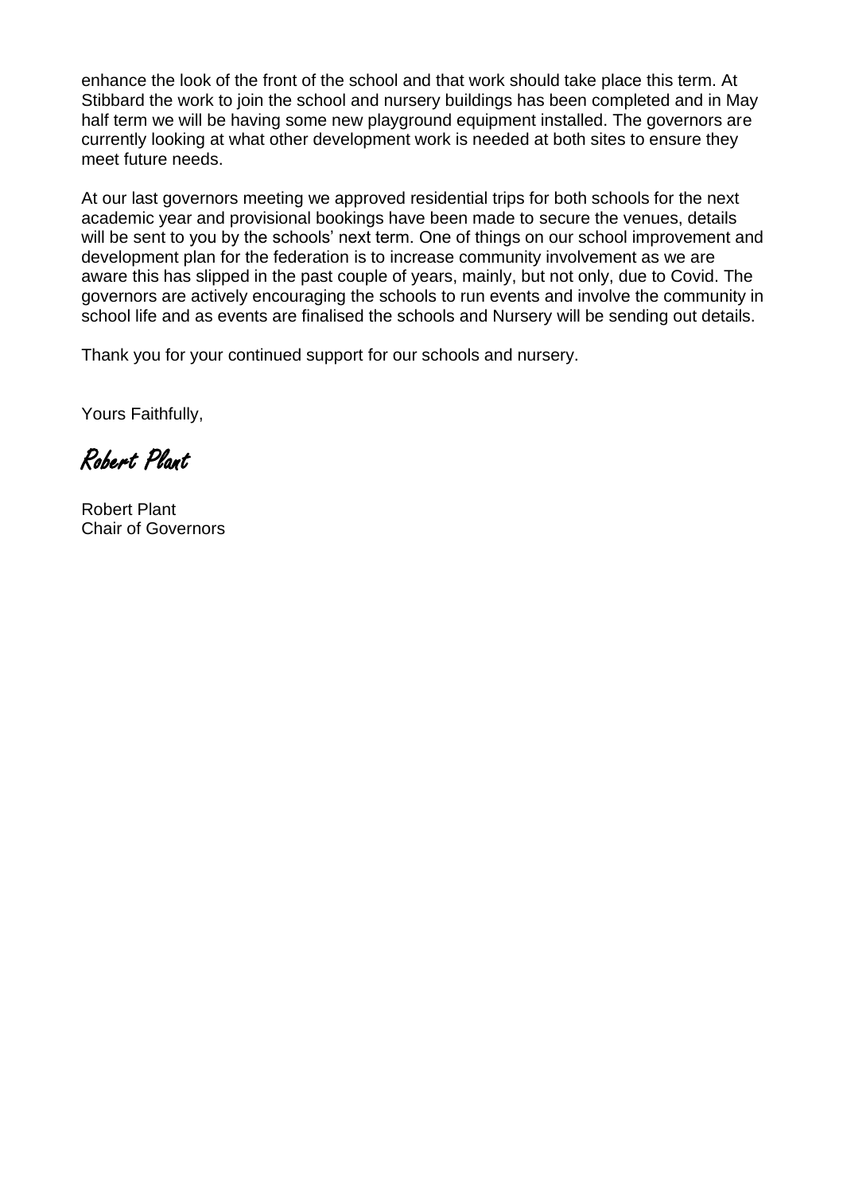enhance the look of the front of the school and that work should take place this term. At Stibbard the work to join the school and nursery buildings has been completed and in May half term we will be having some new playground equipment installed. The governors are currently looking at what other development work is needed at both sites to ensure they meet future needs.

At our last governors meeting we approved residential trips for both schools for the next academic year and provisional bookings have been made to secure the venues, details will be sent to you by the schools' next term. One of things on our school improvement and development plan for the federation is to increase community involvement as we are aware this has slipped in the past couple of years, mainly, but not only, due to Covid. The governors are actively encouraging the schools to run events and involve the community in school life and as events are finalised the schools and Nursery will be sending out details.

Thank you for your continued support for our schools and nursery.

Yours Faithfully,

*Robert Plant*

Robert Plant
Chair of Governors